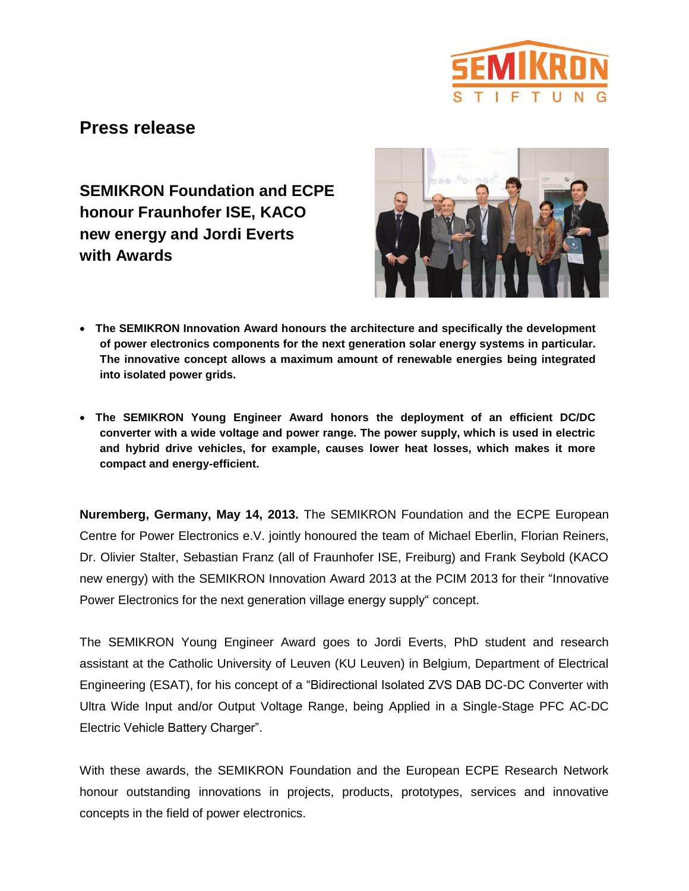# Press release

## SEMIKRON Foundation and ECPE honour Fraunhofer ISE, KACO new energy and Jordi Everts with Awards

- **The SEMIKRON Innovation Award honours the architecture and specifically the development of power electronics components for the next generation solar energy systems in particular. The innovative concept allows a maximum amount of renewable energies being integrated into isolated power grids.**

- **The SEMIKRON Young Engineer Award honors the deployment of an efficient DC/DC converter with a wide voltage and power range. The power supply, which is used in electric and hybrid drive vehicles, for example, causes lower heat losses, which makes it more compact and energy-efficient.**

**Nuremberg, Germany, May 14, 2013.** The SEMIKRON Foundation and the ECPE European Centre for Power Electronics e.V. jointly honoured the team of Michael Eberlin, Florian Reiners, Dr. Olivier Stalter, Sebastian Franz (all of Fraunhofer ISE, Freiburg) and Frank Seybold (KACO new energy) with the SEMIKRON Innovation Award 2013 at the PCIM 2013 for their "Innovative Power Electronics for the next generation village energy supply" concept.

The SEMIKRON Young Engineer Award goes to Jordi Everts, PhD student and research assistant at the Catholic University of Leuven (KU Leuven) in Belgium, Department of Electrical Engineering (ESAT), for his concept of a "Bidirectional Isolated ZVS DAB DC-DC Converter with Ultra Wide Input and/or Output Voltage Range, being Applied in a Single-Stage PFC AC-DC Electric Vehicle Battery Charger".

With these awards, the SEMIKRON Foundation and the European ECPE Research Network honour outstanding innovations in projects, products, prototypes, services and innovative concepts in the field of power electronics.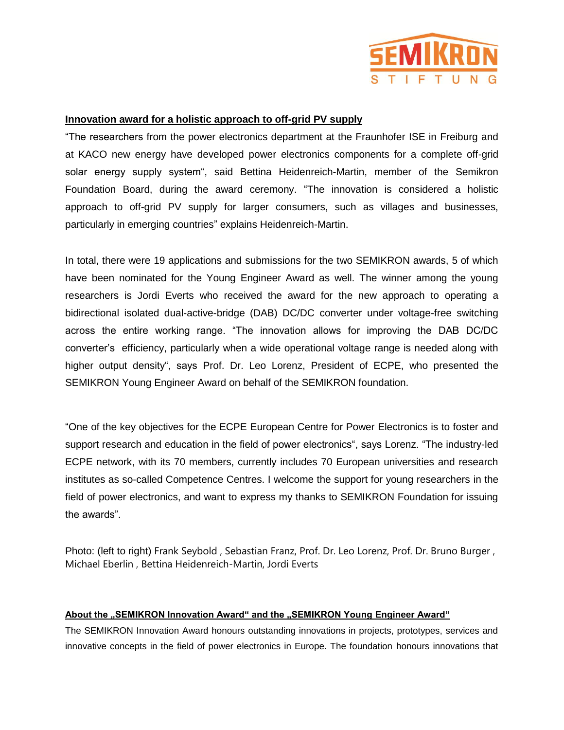**Innovation award for a holistic approach to off-grid PV supply**

"The researchers from the power electronics department at the Fraunhofer ISE in Freiburg and at KACO new energy have developed power electronics components for a complete off-grid solar energy supply system", said Bettina Heidenreich-Martin, member of the Semikron Foundation Board, during the award ceremony. "The innovation is considered a holistic approach to off-grid PV supply for larger consumers, such as villages and businesses, particularly in emerging countries" explains Heidenreich-Martin.

In total, there were 19 applications and submissions for the two SEMIKRON awards, 5 of which have been nominated for the Young Engineer Award as well. The winner among the young researchers is Jordi Everts who received the award for the new approach to operating a bidirectional isolated dual-active-bridge (DAB) DC/DC converter under voltage-free switching across the entire working range. "The innovation allows for improving the DAB DC/DC converter's efficiency, particularly when a wide operational voltage range is needed along with higher output density", says Prof. Dr. Leo Lorenz, President of ECPE, who presented the SEMIKRON Young Engineer Award on behalf of the SEMIKRON foundation.

"One of the key objectives for the ECPE European Centre for Power Electronics is to foster and support research and education in the field of power electronics", says Lorenz. "The industry-led ECPE network, with its 70 members, currently includes 70 European universities and research institutes as so-called Competence Centres. I welcome the support for young researchers in the field of power electronics, and want to express my thanks to SEMIKRON Foundation for issuing the awards".

Photo: (left to right) Frank Seybold , Sebastian Franz, Prof. Dr. Leo Lorenz, Prof. Dr. Bruno Burger , Michael Eberlin , Bettina Heidenreich-Martin, Jordi Everts

**About the „SEMIKRON Innovation Award" and the „SEMIKRON Young Engineer Award"**

The SEMIKRON Innovation Award honours outstanding innovations in projects, prototypes, services and innovative concepts in the field of power electronics in Europe. The foundation honours innovations that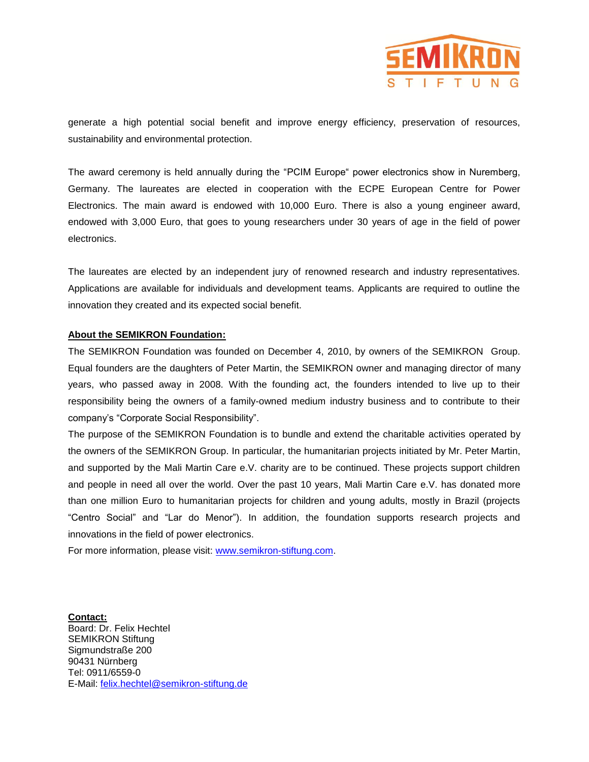generate a high potential social benefit and improve energy efficiency, preservation of resources, sustainability and environmental protection.

The award ceremony is held annually during the "PCIM Europe" power electronics show in Nuremberg, Germany. The laureates are elected in cooperation with the ECPE European Centre for Power Electronics. The main award is endowed with 10,000 Euro. There is also a young engineer award, endowed with 3,000 Euro, that goes to young researchers under 30 years of age in the field of power electronics.

The laureates are elected by an independent jury of renowned research and industry representatives. Applications are available for individuals and development teams. Applicants are required to outline the innovation they created and its expected social benefit.

**About the SEMIKRON Foundation:**

The SEMIKRON Foundation was founded on December 4, 2010, by owners of the SEMIKRON Group. Equal founders are the daughters of Peter Martin, the SEMIKRON owner and managing director of many years, who passed away in 2008. With the founding act, the founders intended to live up to their responsibility being the owners of a family-owned medium industry business and to contribute to their company's "Corporate Social Responsibility".

The purpose of the SEMIKRON Foundation is to bundle and extend the charitable activities operated by the owners of the SEMIKRON Group. In particular, the humanitarian projects initiated by Mr. Peter Martin, and supported by the Mali Martin Care e.V. charity are to be continued. These projects support children and people in need all over the world. Over the past 10 years, Mali Martin Care e.V. has donated more than one million Euro to humanitarian projects for children and young adults, mostly in Brazil (projects "Centro Social" and "Lar do Menor"). In addition, the foundation supports research projects and innovations in the field of power electronics.

For more information, please visit: www.semikron-stiftung.com.

**Contact:**
Board: Dr. Felix Hechtel
SEMIKRON Stiftung
Sigmundstraße 200
90431 Nürnberg
Tel: 0911/6559-0
E-Mail: felix.hechtel@semikron-stiftung.de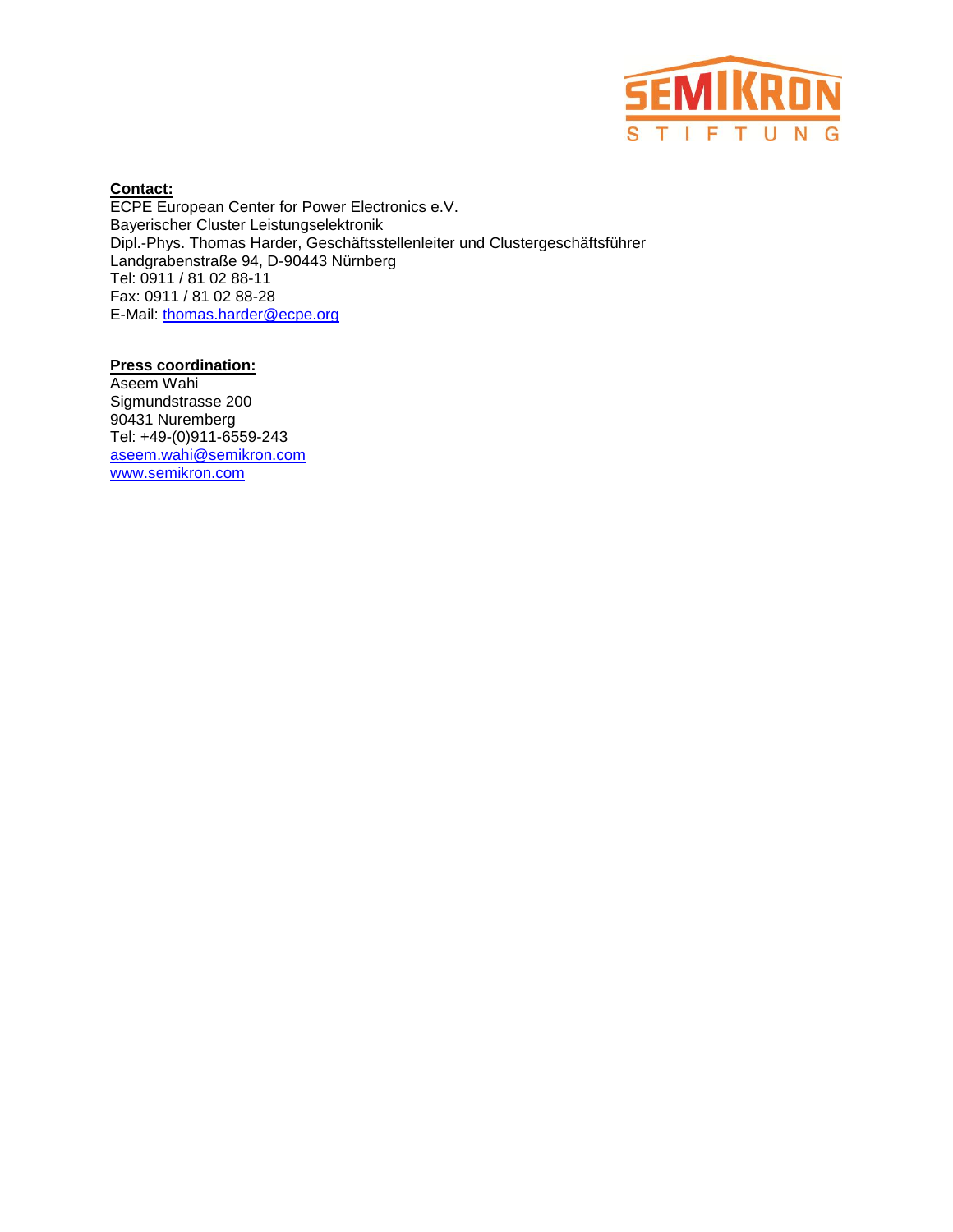**Contact:**
ECPE European Center for Power Electronics e.V.
Bayerischer Cluster Leistungselektronik
Dipl.-Phys. Thomas Harder, Geschäftsstellenleiter und Clustergeschäftsführer
Landgrabenstraße 94, D-90443 Nürnberg
Tel: 0911 / 81 02 88-11
Fax: 0911 / 81 02 88-28
E-Mail: thomas.harder@ecpe.org

**Press coordination:**
Aseem Wahi
Sigmundstrasse 200
90431 Nuremberg
Tel: +49-(0)911-6559-243
aseem.wahi@semikron.com
www.semikron.com